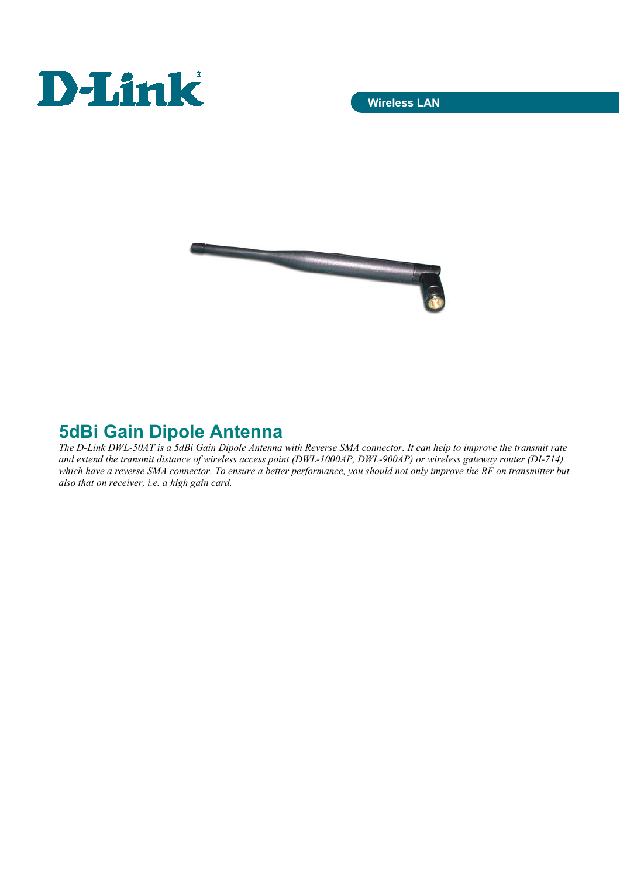Wireless LAN

# 5dBi Gain Dipole Antenna

*The D-Link DWL-50AT is a 5dBi Gain Dipole Antenna with Reverse SMA connector. It can help to improve the transmit rate and extend the transmit distance of wireless access point (DWL-1000AP, DWL-900AP) or wireless gateway router (DI-714) which have a reverse SMA connector. To ensure a better performance, you should not only improve the RF on transmitter but also that on receiver, i.e. a high gain card.*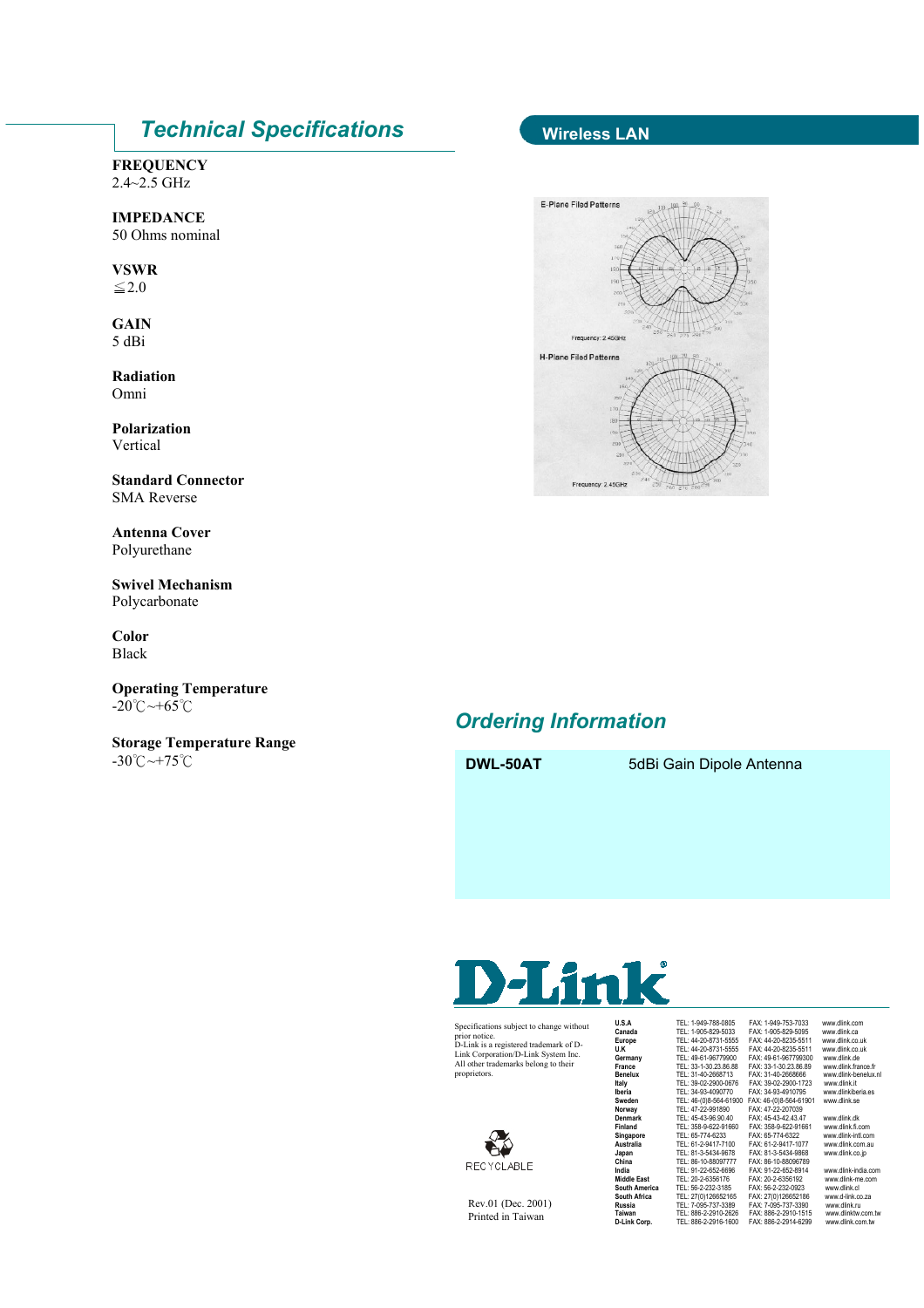## Technical Specifications

**Wireless LAN**

**FREQUENCY**
2.4~2.5 GHz

**IMPEDANCE**
50 Ohms nominal

**VSWR**
≦2.0

**GAIN**
5 dBi

**Radiation**
Omni

**Polarization**
Vertical

**Standard Connector**
SMA Reverse

**Antenna Cover**
Polyurethane

**Swivel Mechanism**
Polycarbonate

**Color**
Black

**Operating Temperature**
-20℃~+65℃

**Storage Temperature Range**
-30℃~+75℃

E-Plane Filed Patterns
Frequency: 2.45GHz

H-Plane Filed Patterns
Frequency: 2.45GHz

## Ordering Information

| | |
|---|---|
| **DWL-50AT** | 5dBi Gain Dipole Antenna |

D-Link

Specifications subject to change without prior notice.
D-Link is a registered trademark of D-Link Corporation/D-Link System Inc.
All other trademarks belong to their proprietors.

RECYCLABLE

Rev.01 (Dec. 2001)
Printed in Taiwan

| | | | |
|---|---|---|---|
| **U.S.A** | TEL: 1-949-788-0805 | FAX: 1-949-753-7033 | www.dlink.com |
| **Canada** | TEL: 1-905-829-5033 | FAX: 1-905-829-5095 | www.dlink.ca |
| **Europe** | TEL: 44-20-8731-5555 | FAX: 44-20-8235-5511 | www.dlink.co.uk |
| **U.K** | TEL: 44-20-8731-5555 | FAX: 44-20-8235-5511 | www.dlink.co.uk |
| **Germany** | TEL: 49-61-96779900 | FAX: 49-61-967799300 | www.dlink.de |
| **France** | TEL: 33-1-30.23.86.88 | FAX: 33-1-30.23.86.89 | www.dlink.france.fr |
| **Benelux** | TEL: 31-40-2668713 | FAX: 31-40-2668666 | www.dlink-benelux.nl |
| **Italy** | TEL: 39-02-2900-0676 | FAX: 39-02-2900-1723 | www.dlink.it |
| **Iberia** | TEL: 34-93-4090770 | FAX: 34-93-4910795 | www.dlinkiberia.es |
| **Sweden** | TEL: 46-(0)8-564-61900 | FAX: 46-(0)8-564-61901 | www.dlink.se |
| **Norway** | TEL: 47-22-991890 | FAX: 47-22-207039 | |
| **Denmark** | TEL: 45-43-96.90.40 | FAX: 45-43-42.43.47 | www.dlink.dk |
| **Finland** | TEL: 358-9-622-91660 | FAX: 358-9-622-91661 | www.dlink.fi.com |
| **Singapore** | TEL: 65-774-6233 | FAX: 65-774-6322 | www.dlink-intl.com |
| **Australia** | TEL: 61-2-9417-7100 | FAX: 61-2-9417-1077 | www.dlink.com.au |
| **Japan** | TEL: 81-3-5434-9678 | FAX: 81-3-5434-9868 | www.dlink.co.jp |
| **China** | TEL: 86-10-88097777 | FAX: 86-10-88096789 | |
| **India** | TEL: 91-22-652-6696 | FAX: 91-22-652-8914 | www.dlink-india.com |
| **Middle East** | TEL: 20-2-6356176 | FAX: 20-2-6356192 | www.dlink-me.com |
| **South America** | TEL: 56-2-232-3185 | FAX: 56-2-232-0923 | www.dlink.cl |
| **South Africa** | TEL: 27(0)126652165 | FAX: 27(0)126652186 | www.d-link.co.za |
| **Russia** | TEL: 7-095-737-3389 | FAX: 7-095-737-3390 | www.dlink.ru |
| **Taiwan** | TEL: 886-2-2910-2626 | FAX: 886-2-2910-1515 | www.dlinktw.com.tw |
| **D-Link Corp.** | TEL: 886-2-2916-1600 | FAX: 886-2-2914-6299 | www.dlink.com.tw |